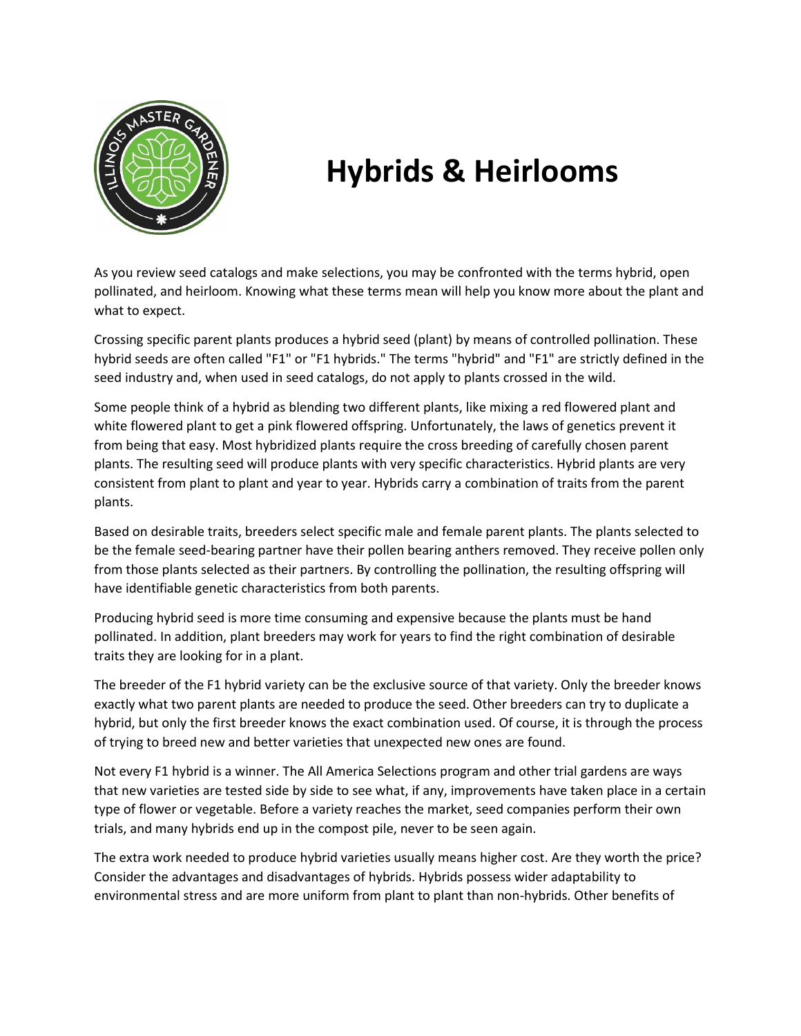# Hybrids & Heirlooms

As you review seed catalogs and make selections, you may be confronted with the terms hybrid, open pollinated, and heirloom. Knowing what these terms mean will help you know more about the plant and what to expect.

Crossing specific parent plants produces a hybrid seed (plant) by means of controlled pollination. These hybrid seeds are often called "F1" or "F1 hybrids." The terms "hybrid" and "F1" are strictly defined in the seed industry and, when used in seed catalogs, do not apply to plants crossed in the wild.

Some people think of a hybrid as blending two different plants, like mixing a red flowered plant and white flowered plant to get a pink flowered offspring. Unfortunately, the laws of genetics prevent it from being that easy. Most hybridized plants require the cross breeding of carefully chosen parent plants. The resulting seed will produce plants with very specific characteristics. Hybrid plants are very consistent from plant to plant and year to year. Hybrids carry a combination of traits from the parent plants.

Based on desirable traits, breeders select specific male and female parent plants. The plants selected to be the female seed-bearing partner have their pollen bearing anthers removed. They receive pollen only from those plants selected as their partners. By controlling the pollination, the resulting offspring will have identifiable genetic characteristics from both parents.

Producing hybrid seed is more time consuming and expensive because the plants must be hand pollinated. In addition, plant breeders may work for years to find the right combination of desirable traits they are looking for in a plant.

The breeder of the F1 hybrid variety can be the exclusive source of that variety. Only the breeder knows exactly what two parent plants are needed to produce the seed. Other breeders can try to duplicate a hybrid, but only the first breeder knows the exact combination used. Of course, it is through the process of trying to breed new and better varieties that unexpected new ones are found.

Not every F1 hybrid is a winner. The All America Selections program and other trial gardens are ways that new varieties are tested side by side to see what, if any, improvements have taken place in a certain type of flower or vegetable. Before a variety reaches the market, seed companies perform their own trials, and many hybrids end up in the compost pile, never to be seen again.

The extra work needed to produce hybrid varieties usually means higher cost. Are they worth the price? Consider the advantages and disadvantages of hybrids. Hybrids possess wider adaptability to environmental stress and are more uniform from plant to plant than non-hybrids. Other benefits of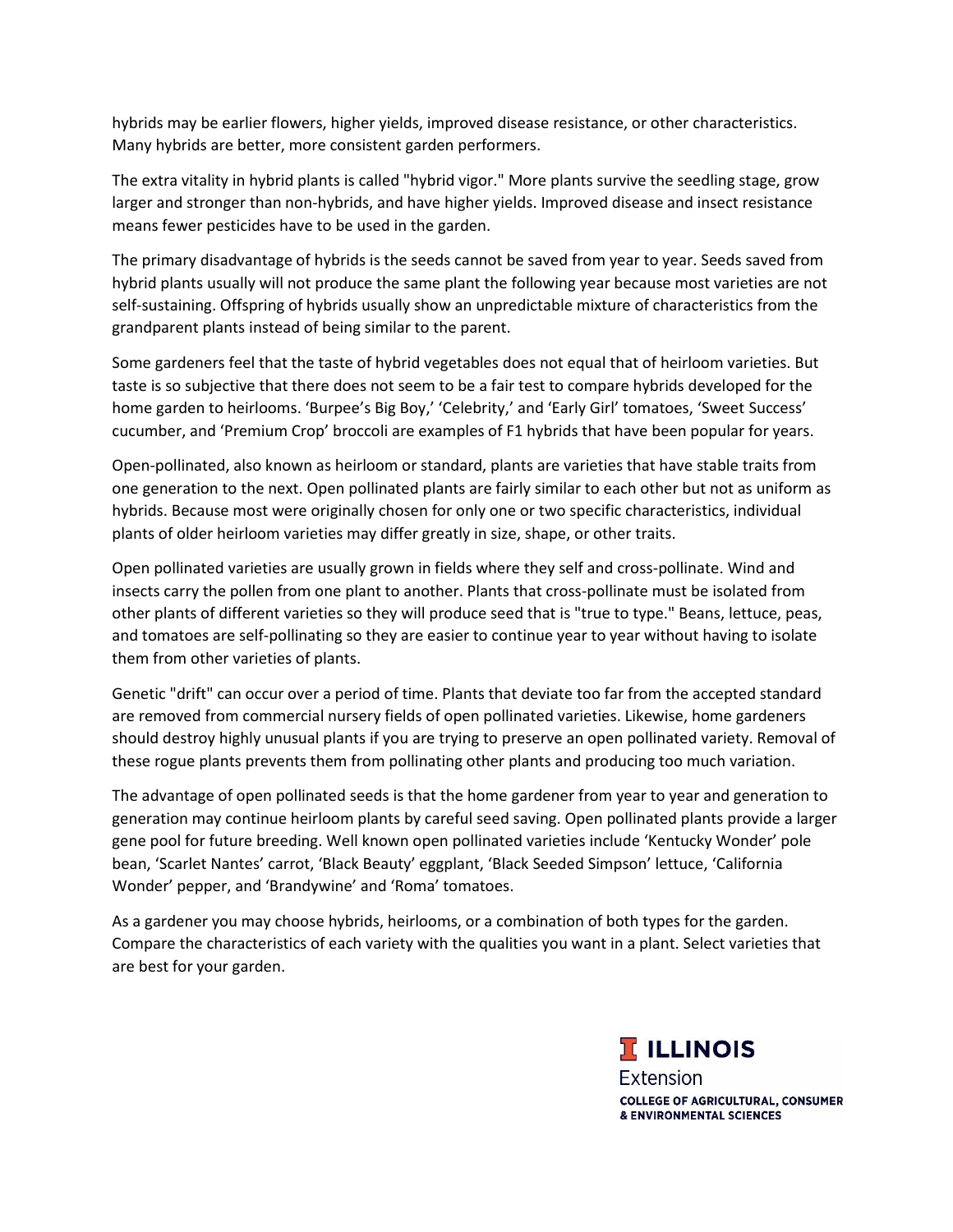hybrids may be earlier flowers, higher yields, improved disease resistance, or other characteristics. Many hybrids are better, more consistent garden performers.

The extra vitality in hybrid plants is called "hybrid vigor." More plants survive the seedling stage, grow larger and stronger than non-hybrids, and have higher yields. Improved disease and insect resistance means fewer pesticides have to be used in the garden.

The primary disadvantage of hybrids is the seeds cannot be saved from year to year. Seeds saved from hybrid plants usually will not produce the same plant the following year because most varieties are not self-sustaining. Offspring of hybrids usually show an unpredictable mixture of characteristics from the grandparent plants instead of being similar to the parent.

Some gardeners feel that the taste of hybrid vegetables does not equal that of heirloom varieties. But taste is so subjective that there does not seem to be a fair test to compare hybrids developed for the home garden to heirlooms. 'Burpee's Big Boy,' 'Celebrity,' and 'Early Girl' tomatoes, 'Sweet Success' cucumber, and 'Premium Crop' broccoli are examples of F1 hybrids that have been popular for years.

Open-pollinated, also known as heirloom or standard, plants are varieties that have stable traits from one generation to the next. Open pollinated plants are fairly similar to each other but not as uniform as hybrids. Because most were originally chosen for only one or two specific characteristics, individual plants of older heirloom varieties may differ greatly in size, shape, or other traits.

Open pollinated varieties are usually grown in fields where they self and cross-pollinate. Wind and insects carry the pollen from one plant to another. Plants that cross-pollinate must be isolated from other plants of different varieties so they will produce seed that is "true to type." Beans, lettuce, peas, and tomatoes are self-pollinating so they are easier to continue year to year without having to isolate them from other varieties of plants.

Genetic "drift" can occur over a period of time. Plants that deviate too far from the accepted standard are removed from commercial nursery fields of open pollinated varieties. Likewise, home gardeners should destroy highly unusual plants if you are trying to preserve an open pollinated variety. Removal of these rogue plants prevents them from pollinating other plants and producing too much variation.

The advantage of open pollinated seeds is that the home gardener from year to year and generation to generation may continue heirloom plants by careful seed saving. Open pollinated plants provide a larger gene pool for future breeding. Well known open pollinated varieties include 'Kentucky Wonder' pole bean, 'Scarlet Nantes' carrot, 'Black Beauty' eggplant, 'Black Seeded Simpson' lettuce, 'California Wonder' pepper, and 'Brandywine' and 'Roma' tomatoes.

As a gardener you may choose hybrids, heirlooms, or a combination of both types for the garden. Compare the characteristics of each variety with the qualities you want in a plant. Select varieties that are best for your garden.

ILLINOIS Extension
COLLEGE OF AGRICULTURAL, CONSUMER & ENVIRONMENTAL SCIENCES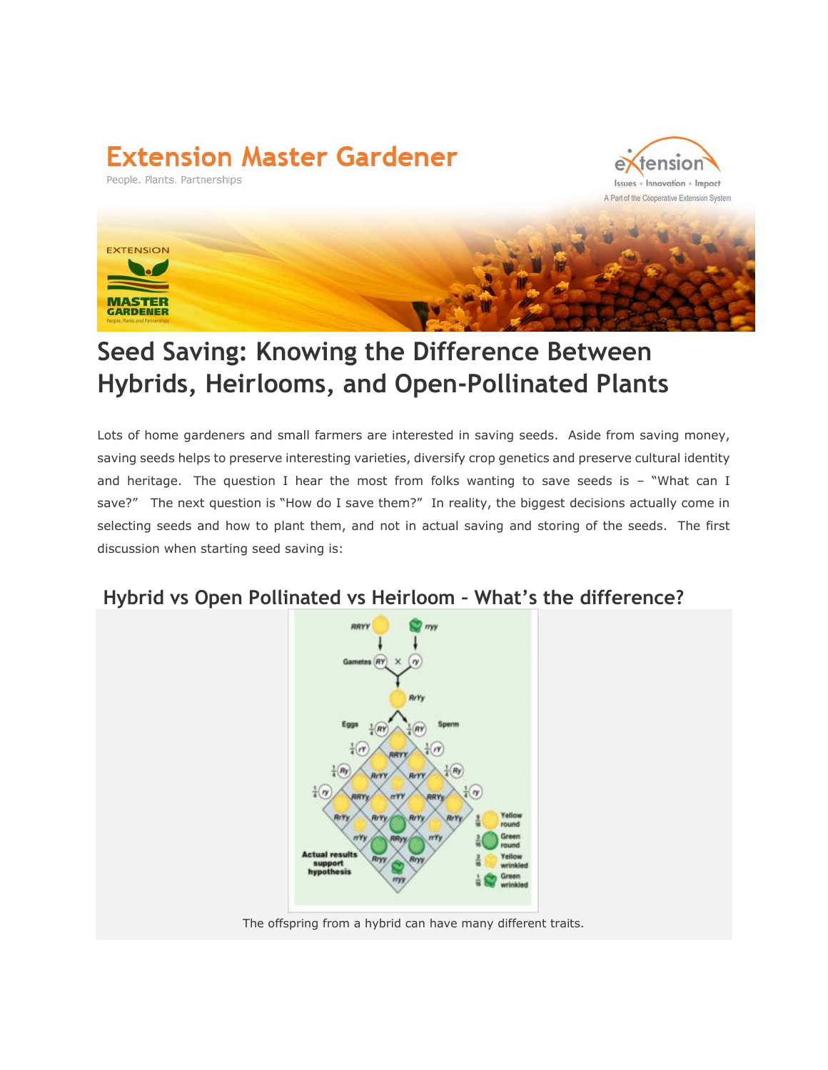# Seed Saving: Knowing the Difference Between Hybrids, Heirlooms, and Open-Pollinated Plants

Lots of home gardeners and small farmers are interested in saving seeds. Aside from saving money, saving seeds helps to preserve interesting varieties, diversify crop genetics and preserve cultural identity and heritage. The question I hear the most from folks wanting to save seeds is – "What can I save?" The next question is "How do I save them?" In reality, the biggest decisions actually come in selecting seeds and how to plant them, and not in actual saving and storing of the seeds. The first discussion when starting seed saving is:

## Hybrid vs Open Pollinated vs Heirloom – What's the difference?

The offspring from a hybrid can have many different traits.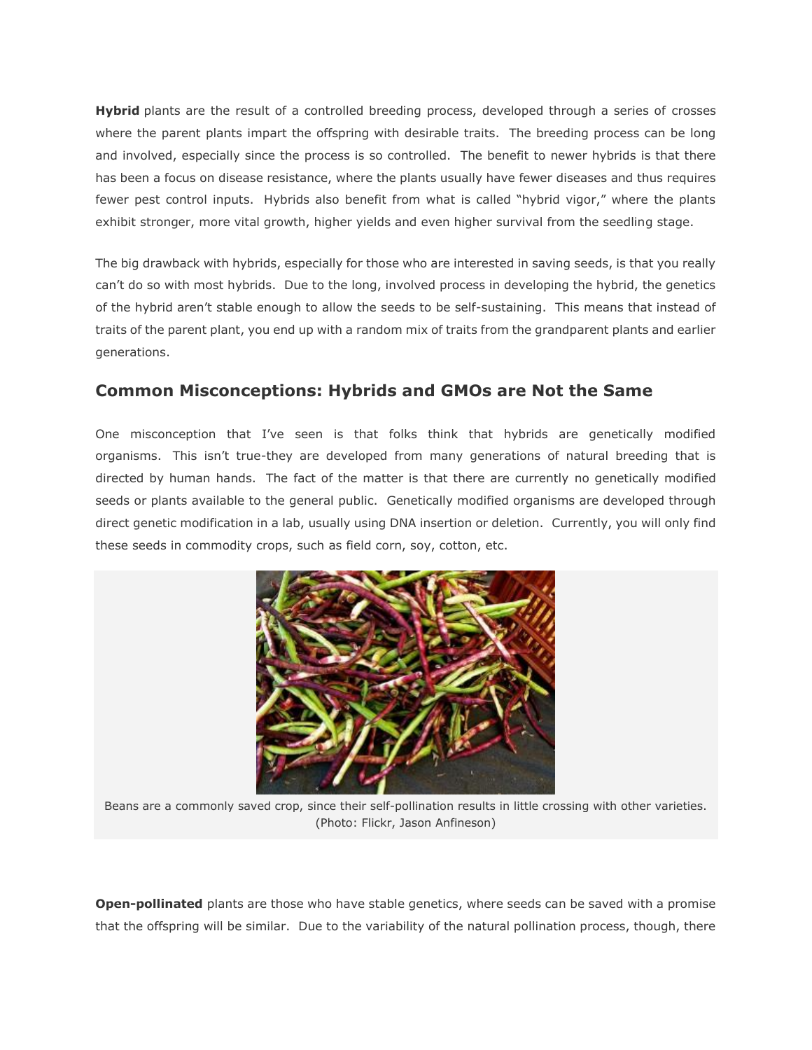**Hybrid** plants are the result of a controlled breeding process, developed through a series of crosses where the parent plants impart the offspring with desirable traits. The breeding process can be long and involved, especially since the process is so controlled. The benefit to newer hybrids is that there has been a focus on disease resistance, where the plants usually have fewer diseases and thus requires fewer pest control inputs. Hybrids also benefit from what is called "hybrid vigor," where the plants exhibit stronger, more vital growth, higher yields and even higher survival from the seedling stage.

The big drawback with hybrids, especially for those who are interested in saving seeds, is that you really can't do so with most hybrids. Due to the long, involved process in developing the hybrid, the genetics of the hybrid aren't stable enough to allow the seeds to be self-sustaining. This means that instead of traits of the parent plant, you end up with a random mix of traits from the grandparent plants and earlier generations.

## Common Misconceptions: Hybrids and GMOs are Not the Same

One misconception that I've seen is that folks think that hybrids are genetically modified organisms. This isn't true-they are developed from many generations of natural breeding that is directed by human hands. The fact of the matter is that there are currently no genetically modified seeds or plants available to the general public. Genetically modified organisms are developed through direct genetic modification in a lab, usually using DNA insertion or deletion. Currently, you will only find these seeds in commodity crops, such as field corn, soy, cotton, etc.

Beans are a commonly saved crop, since their self-pollination results in little crossing with other varieties. (Photo: Flickr, Jason Anfineson)

**Open-pollinated** plants are those who have stable genetics, where seeds can be saved with a promise that the offspring will be similar. Due to the variability of the natural pollination process, though, there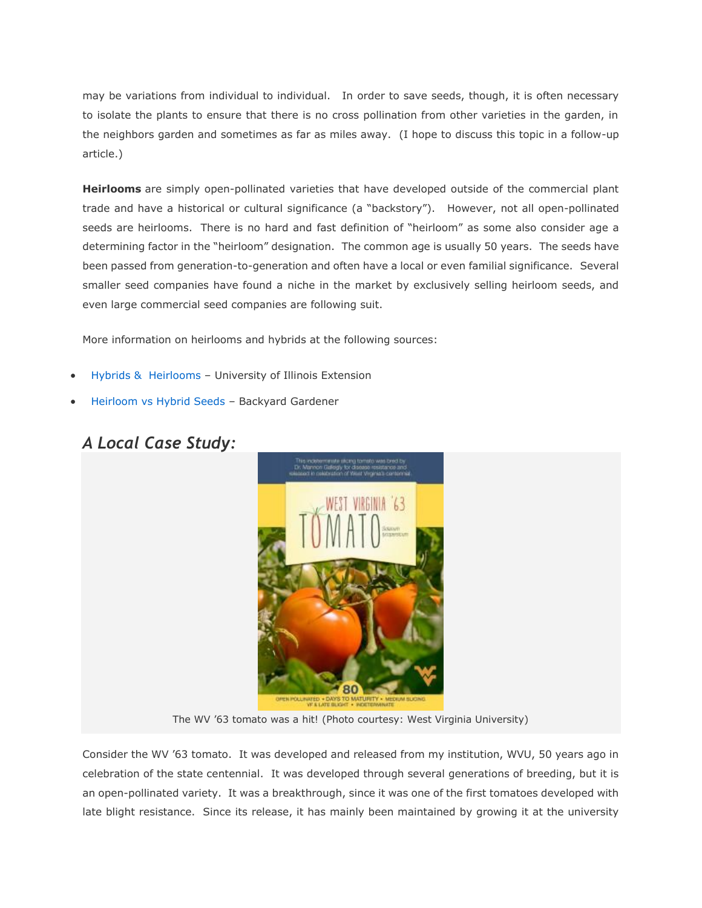may be variations from individual to individual.  In order to save seeds, though, it is often necessary to isolate the plants to ensure that there is no cross pollination from other varieties in the garden, in the neighbors garden and sometimes as far as miles away.  (I hope to discuss this topic in a follow-up article.)

**Heirlooms** are simply open-pollinated varieties that have developed outside of the commercial plant trade and have a historical or cultural significance (a "backstory").  However, not all open-pollinated seeds are heirlooms.  There is no hard and fast definition of "heirloom" as some also consider age a determining factor in the "heirloom" designation.  The common age is usually 50 years.  The seeds have been passed from generation-to-generation and often have a local or even familial significance.  Several smaller seed companies have found a niche in the market by exclusively selling heirloom seeds, and even large commercial seed companies are following suit.

More information on heirlooms and hybrids at the following sources:

- Hybrids &  Heirlooms – University of Illinois Extension
- Heirloom vs Hybrid Seeds – Backyard Gardener

## *A Local Case Study:*

The WV '63 tomato was a hit! (Photo courtesy: West Virginia University)

Consider the WV '63 tomato.  It was developed and released from my institution, WVU, 50 years ago in celebration of the state centennial.  It was developed through several generations of breeding, but it is an open-pollinated variety.  It was a breakthrough, since it was one of the first tomatoes developed with late blight resistance.  Since its release, it has mainly been maintained by growing it at the university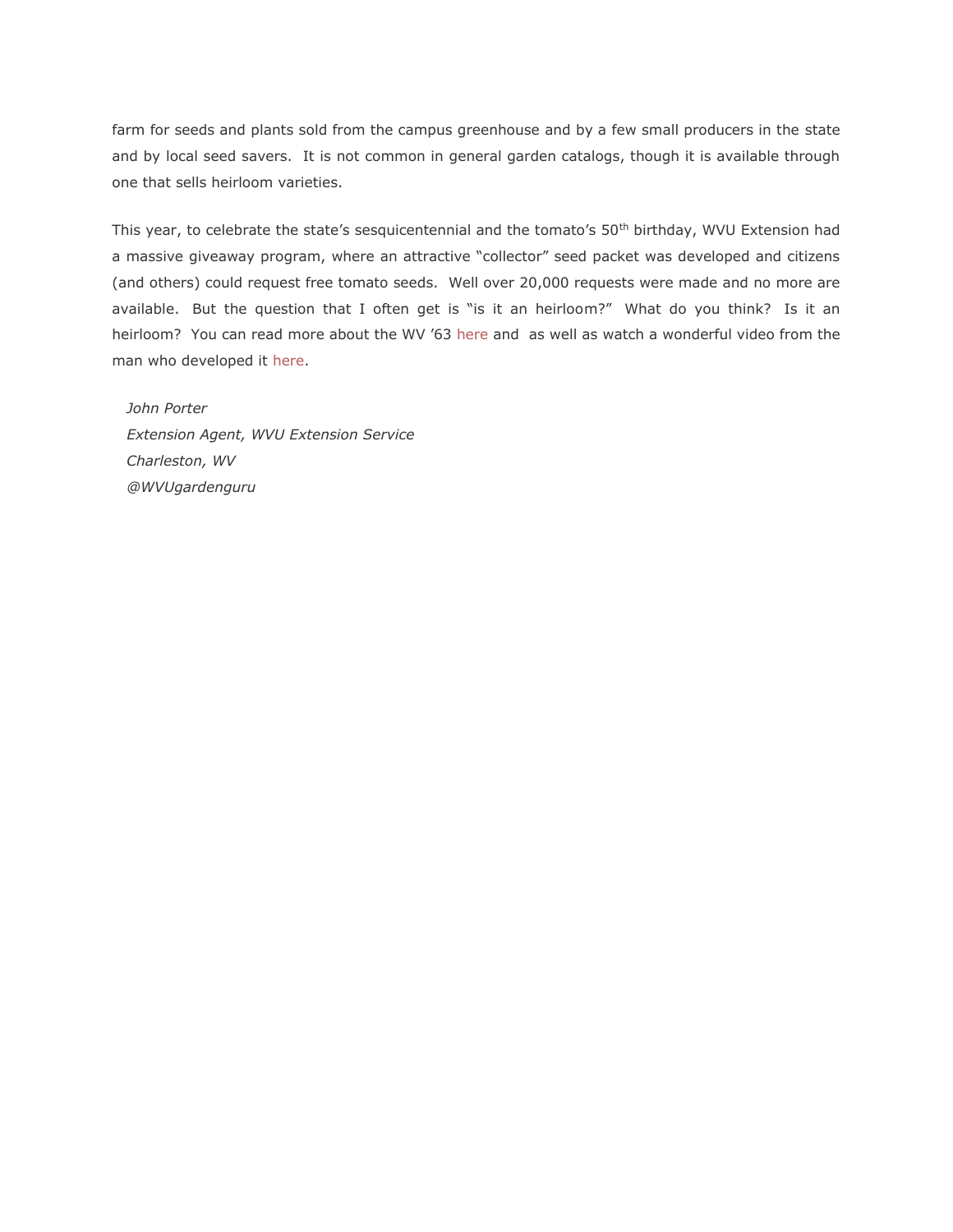farm for seeds and plants sold from the campus greenhouse and by a few small producers in the state and by local seed savers. It is not common in general garden catalogs, though it is available through one that sells heirloom varieties.

This year, to celebrate the state's sesquicentennial and the tomato's 50th birthday, WVU Extension had a massive giveaway program, where an attractive "collector" seed packet was developed and citizens (and others) could request free tomato seeds. Well over 20,000 requests were made and no more are available. But the question that I often get is "is it an heirloom?" What do you think? Is it an heirloom? You can read more about the WV '63 here and as well as watch a wonderful video from the man who developed it here.

*John Porter*
*Extension Agent, WVU Extension Service*
*Charleston, WV*
*@WVUgardenguru*